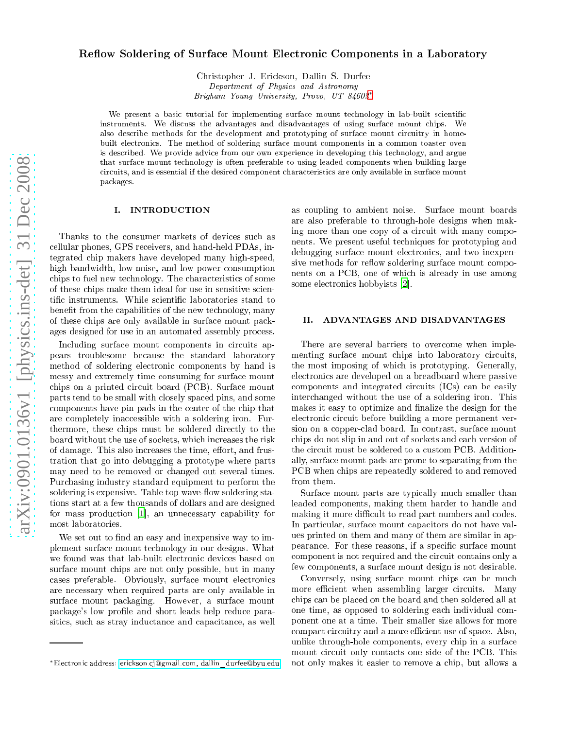// Reflow Soldering of Surface Mount Electronic Components in a Laboratory

Christopher J. Erickson, Dallin S. Durfee

*Department of Physics and Astronomy*
*Brigham Young University, Provo, UT 84602*[*]

We present a basic tutorial for implementing surface mount technology in lab-built scientific instruments. We discuss the advantages and disadvantages of using surface mount chips. We also describe methods for the development and prototyping of surface mount circuitry in home-built electronics. The method of soldering surface mount components in a common toaster oven is described. We provide advice from our own experience in developing this technology, and argue that surface mount technology is often preferable to using leaded components when building large circuits, and is essential if the desired component characteristics are only available in surface mount packages.

## I. INTRODUCTION

Thanks to the consumer markets of devices such as cellular phones, GPS receivers, and hand-held PDAs, integrated chip makers have developed many high-speed, high-bandwidth, low-noise, and low-power consumption chips to fuel new technology. The characteristics of some of these chips make them ideal for use in sensitive scientific instruments. While scientific laboratories stand to benefit from the capabilities of the new technology, many of these chips are only available in surface mount packages designed for use in an automated assembly process.

Including surface mount components in circuits appears troublesome because the standard laboratory method of soldering electronic components by hand is messy and extremely time consuming for surface mount chips on a printed circuit board (PCB). Surface mount parts tend to be small with closely spaced pins, and some components have pin pads in the center of the chip that are completely inaccessible with a soldering iron. Furthermore, these chips must be soldered directly to the board without the use of sockets, which increases the risk of damage. This also increases the time, effort, and frustration that go into debugging a prototype where parts may need to be removed or changed out several times. Purchasing industry standard equipment to perform the soldering is expensive. Table top wave-flow soldering stations start at a few thousands of dollars and are designed for mass production [1], an unnecessary capability for most laboratories.

We set out to find an easy and inexpensive way to implement surface mount technology in our designs. What we found was that lab-built electronic devices based on surface mount chips are not only possible, but in many cases preferable. Obviously, surface mount electronics are necessary when required parts are only available in surface mount packaging. However, a surface mount package's low profile and short leads help reduce parasitics, such as stray inductance and capacitance, as well as coupling to ambient noise. Surface mount boards are also preferable to through-hole designs when making more than one copy of a circuit with many components. We present useful techniques for prototyping and debugging surface mount electronics, and two inexpensive methods for reflow soldering surface mount components on a PCB, one of which is already in use among some electronics hobbyists [2].

## II. ADVANTAGES AND DISADVANTAGES

There are several barriers to overcome when implementing surface mount chips into laboratory circuits, the most imposing of which is prototyping. Generally, electronics are developed on a breadboard where passive components and integrated circuits (ICs) can be easily interchanged without the use of a soldering iron. This makes it easy to optimize and finalize the design for the electronic circuit before building a more permanent version on a copper-clad board. In contrast, surface mount chips do not slip in and out of sockets and each version of the circuit must be soldered to a custom PCB. Additionally, surface mount pads are prone to separating from the PCB when chips are repeatedly soldered to and removed from them.

Surface mount parts are typically much smaller than leaded components, making them harder to handle and making it more difficult to read part numbers and codes. In particular, surface mount capacitors do not have values printed on them and many of them are similar in appearance. For these reasons, if a specific surface mount component is not required and the circuit contains only a few components, a surface mount design is not desirable.

Conversely, using surface mount chips can be much more efficient when assembling larger circuits. Many chips can be placed on the board and then soldered all at one time, as opposed to soldering each individual component one at a time. Their smaller size allows for more compact circuitry and a more efficient use of space. Also, unlike through-hole components, every chip in a surface mount circuit only contacts one side of the PCB. This not only makes it easier to remove a chip, but allows a

[*] Electronic address: erickson.cj@gmail.com, dallin_durfee@byu.edu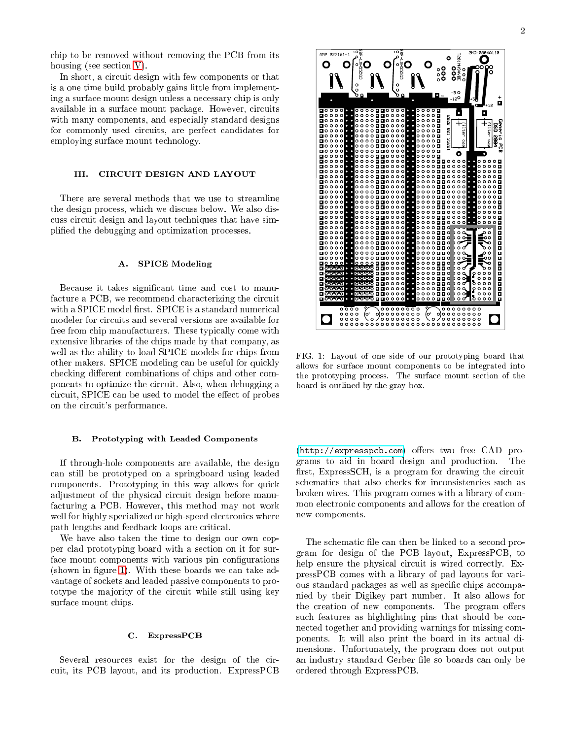chip to be removed without removing the PCB from its housing (see section V).

In short, a circuit design with few components or that is a one time build probably gains little from implementing a surface mount design unless a necessary chip is only available in a surface mount package. However, circuits with many components, and especially standard designs for commonly used circuits, are perfect candidates for employing surface mount technology.

## III. CIRCUIT DESIGN AND LAYOUT

There are several methods that we use to streamline the design process, which we discuss below. We also discuss circuit design and layout techniques that have simplified the debugging and optimization processes.

### A. SPICE Modeling

Because it takes significant time and cost to manufacture a PCB, we recommend characterizing the circuit with a SPICE model first. SPICE is a standard numerical modeler for circuits and several versions are available for free from chip manufacturers. These typically come with extensive libraries of the chips made by that company, as well as the ability to load SPICE models for chips from other makers. SPICE modeling can be useful for quickly checking different combinations of chips and other components to optimize the circuit. Also, when debugging a circuit, SPICE can be used to model the effect of probes on the circuit's performance.

### B. Prototyping with Leaded Components

If through-hole components are available, the design can still be prototyped on a springboard using leaded components. Prototyping in this way allows for quick adjustment of the physical circuit design before manufacturing a PCB. However, this method may not work well for highly specialized or high-speed electronics where path lengths and feedback loops are critical.

We have also taken the time to design our own copper clad prototyping board with a section on it for surface mount components with various pin configurations (shown in figure 1). With these boards we can take advantage of sockets and leaded passive components to prototype the majority of the circuit while still using key surface mount chips.

FIG. 1: Layout of one side of our prototyping board that allows for surface mount components to be integrated into the prototyping process. The surface mount section of the board is outlined by the gray box.

### C. ExpressPCB

Several resources exist for the design of the circuit, its PCB layout, and its production. ExpressPCB (http://expresspcb.com) offers two free CAD programs to aid in board design and production. The first, ExpressSCH, is a program for drawing the circuit schematics that also checks for inconsistencies such as broken wires. This program comes with a library of common electronic components and allows for the creation of new components.

The schematic file can then be linked to a second program for design of the PCB layout, ExpressPCB, to help ensure the physical circuit is wired correctly. ExpressPCB comes with a library of pad layouts for various standard packages as well as specific chips accompanied by their Digikey part number. It also allows for the creation of new components. The program offers such features as highlighting pins that should be connected together and providing warnings for missing components. It will also print the board in its actual dimensions. Unfortunately, the program does not output an industry standard Gerber file so boards can only be ordered through ExpressPCB.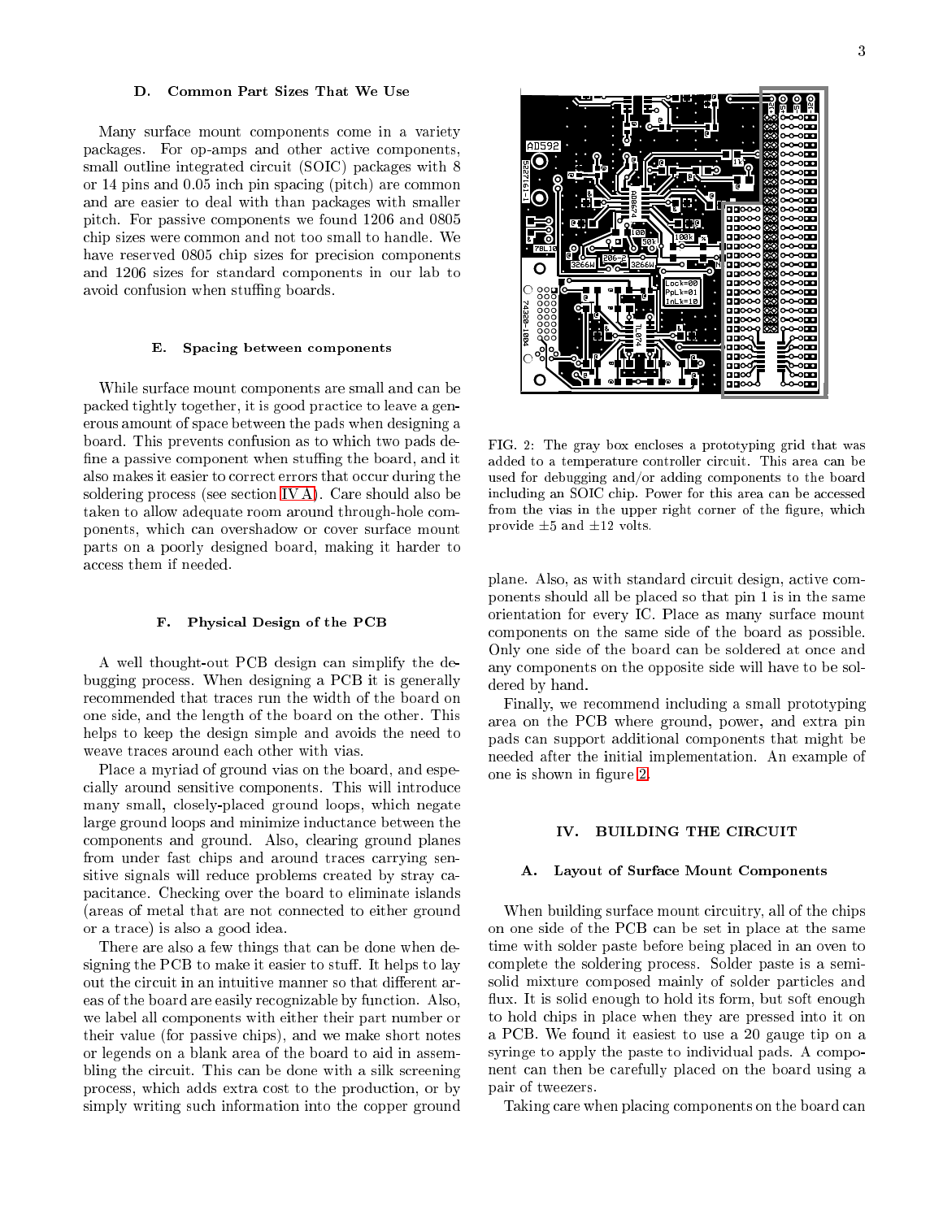### D. Common Part Sizes That We Use

Many surface mount components come in a variety packages. For op-amps and other active components, small outline integrated circuit (SOIC) packages with 8 or 14 pins and 0.05 inch pin spacing (pitch) are common and are easier to deal with than packages with smaller pitch. For passive components we found 1206 and 0805 chip sizes were common and not too small to handle. We have reserved 0805 chip sizes for precision components and 1206 sizes for standard components in our lab to avoid confusion when stuffing boards.

### E. Spacing between components

While surface mount components are small and can be packed tightly together, it is good practice to leave a generous amount of space between the pads when designing a board. This prevents confusion as to which two pads define a passive component when stuffing the board, and it also makes it easier to correct errors that occur during the soldering process (see section IV A). Care should also be taken to allow adequate room around through-hole components, which can overshadow or cover surface mount parts on a poorly designed board, making it harder to access them if needed.

### F. Physical Design of the PCB

A well thought-out PCB design can simplify the debugging process. When designing a PCB it is generally recommended that traces run the width of the board on one side, and the length of the board on the other. This helps to keep the design simple and avoids the need to weave traces around each other with vias.

Place a myriad of ground vias on the board, and especially around sensitive components. This will introduce many small, closely-placed ground loops, which negate large ground loops and minimize inductance between the components and ground. Also, clearing ground planes from under fast chips and around traces carrying sensitive signals will reduce problems created by stray capacitance. Checking over the board to eliminate islands (areas of metal that are not connected to either ground or a trace) is also a good idea.

There are also a few things that can be done when designing the PCB to make it easier to stuff. It helps to lay out the circuit in an intuitive manner so that different areas of the board are easily recognizable by function. Also, we label all components with either their part number or their value (for passive chips), and we make short notes or legends on a blank area of the board to aid in assembling the circuit. This can be done with a silk screening process, which adds extra cost to the production, or by simply writing such information into the copper ground plane. Also, as with standard circuit design, active components should all be placed so that pin 1 is in the same orientation for every IC. Place as many surface mount components on the same side of the board as possible. Only one side of the board can be soldered at once and any components on the opposite side will have to be soldered by hand.

Finally, we recommend including a small prototyping area on the PCB where ground, power, and extra pin pads can support additional components that might be needed after the initial implementation. An example of one is shown in figure 2.

FIG. 2: The gray box encloses a prototyping grid that was added to a temperature controller circuit. This area can be used for debugging and/or adding components to the board including an SOIC chip. Power for this area can be accessed from the vias in the upper right corner of the figure, which provide ±5 and ±12 volts.

## IV. BUILDING THE CIRCUIT

### A. Layout of Surface Mount Components

When building surface mount circuitry, all of the chips on one side of the PCB can be set in place at the same time with solder paste before being placed in an oven to complete the soldering process. Solder paste is a semi-solid mixture composed mainly of solder particles and flux. It is solid enough to hold its form, but soft enough to hold chips in place when they are pressed into it on a PCB. We found it easiest to use a 20 gauge tip on a syringe to apply the paste to individual pads. A component can then be carefully placed on the board using a pair of tweezers.

Taking care when placing components on the board can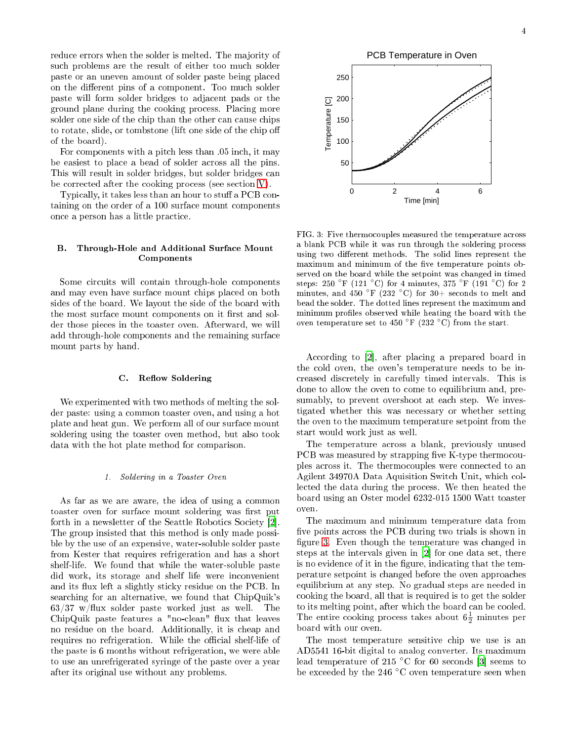reduce errors when the solder is melted. The majority of such problems are the result of either too much solder paste or an uneven amount of solder paste being placed on the different pins of a component. Too much solder paste will form solder bridges to adjacent pads or the ground plane during the cooking process. Placing more solder one side of the chip than the other can cause chips to rotate, slide, or tombstone (lift one side of the chip off of the board).

For components with a pitch less than .05 inch, it may be easiest to place a bead of solder across all the pins. This will result in solder bridges, but solder bridges can be corrected after the cooking process (see section V).

Typically, it takes less than an hour to stuff a PCB containing on the order of a 100 surface mount components once a person has a little practice.

### B. Through-Hole and Additional Surface Mount Components

Some circuits will contain through-hole components and may even have surface mount chips placed on both sides of the board. We layout the side of the board with the most surface mount components on it first and solder those pieces in the toaster oven. Afterward, we will add through-hole components and the remaining surface mount parts by hand.

### C. Reflow Soldering

We experimented with two methods of melting the solder paste: using a common toaster oven, and using a hot plate and heat gun. We perform all of our surface mount soldering using the toaster oven method, but also took data with the hot plate method for comparison.

#### 1. *Soldering in a Toaster Oven*

As far as we are aware, the idea of using a common toaster oven for surface mount soldering was first put forth in a newsletter of the Seattle Robotics Society [2]. The group insisted that this method is only made possible by the use of an expensive, water-soluble solder paste from Kester that requires refrigeration and has a short shelf-life. We found that while the water-soluble paste did work, its storage and shelf life were inconvenient and its flux left a slightly sticky residue on the PCB. In searching for an alternative, we found that ChipQuik's 63/37 w/flux solder paste worked just as well. The ChipQuik paste features a "no-clean" flux that leaves no residue on the board. Additionally, it is cheap and requires no refrigeration. While the official shelf-life of the paste is 6 months without refrigeration, we were able to use an unrefrigerated syringe of the paste over a year after its original use without any problems.

FIG. 3: Five thermocouples measured the temperature across a blank PCB while it was run through the soldering process using two different methods. The solid lines represent the maximum and minimum of the five temperature points observed on the board while the setpoint was changed in timed steps: 250 °F (121 °C) for 4 minutes, 375 °F (191 °C) for 2 minutes, and 450 °F (232 °C) for 30+ seconds to melt and bead the solder. The dotted lines represent the maximum and minimum profiles observed while heating the board with the oven temperature set to 450 °F (232 °C) from the start.

According to [2], after placing a prepared board in the cold oven, the oven's temperature needs to be increased discretely in carefully timed intervals. This is done to allow the oven to come to equilibrium and, presumably, to prevent overshoot at each step. We investigated whether this was necessary or whether setting the oven to the maximum temperature setpoint from the start would work just as well.

The temperature across a blank, previously unused PCB was measured by strapping five K-type thermocouples across it. The thermocouples were connected to an Agilent 34970A Data Aquisition Switch Unit, which collected the data during the process. We then heated the board using an Oster model 6232-015 1500 Watt toaster oven.

The maximum and minimum temperature data from five points across the PCB during two trials is shown in figure 3. Even though the temperature was changed in steps at the intervals given in [2] for one data set, there is no evidence of it in the figure, indicating that the temperature setpoint is changed before the oven approaches equilibrium at any step. No gradual steps are needed in cooking the board, all that is required is to get the solder to its melting point, after which the board can be cooled. The entire cooking process takes about $6\frac{1}{2}$ minutes per board with our oven.

The most temperature sensitive chip we use is an AD5541 16-bit digital to analog converter. Its maximum lead temperature of 215 °C for 60 seconds [3] seems to be exceeded by the 246 °C oven temperature seen when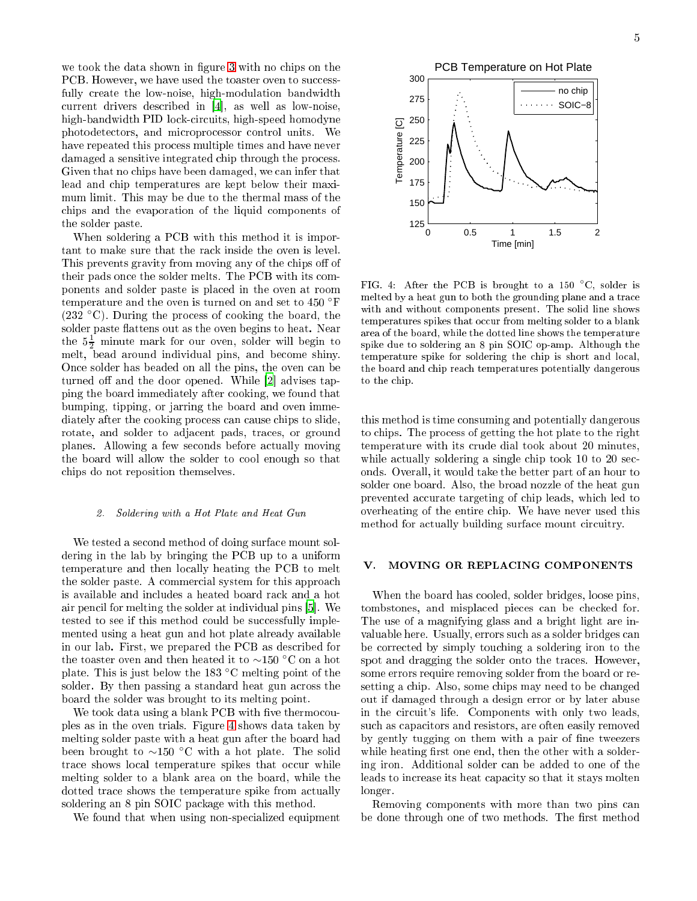we took the data shown in figure 3 with no chips on the PCB. However, we have used the toaster oven to successfully create the low-noise, high-modulation bandwidth current drivers described in [4], as well as low-noise, high-bandwidth PID lock-circuits, high-speed homodyne photodetectors, and microprocessor control units. We have repeated this process multiple times and have never damaged a sensitive integrated chip through the process. Given that no chips have been damaged, we can infer that lead and chip temperatures are kept below their maximum limit. This may be due to the thermal mass of the chips and the evaporation of the liquid components of the solder paste.

When soldering a PCB with this method it is important to make sure that the rack inside the oven is level. This prevents gravity from moving any of the chips off of their pads once the solder melts. The PCB with its components and solder paste is placed in the oven at room temperature and the oven is turned on and set to 450 °F (232 °C). During the process of cooking the board, the solder paste flattens out as the oven begins to heat. Near the $5\frac{1}{2}$ minute mark for our oven, solder will begin to melt, bead around individual pins, and become shiny. Once solder has beaded on all the pins, the oven can be turned off and the door opened. While [2] advises tapping the board immediately after cooking, we found that bumping, tipping, or jarring the board and oven immediately after the cooking process can cause chips to slide, rotate, and solder to adjacent pads, traces, or ground planes. Allowing a few seconds before actually moving the board will allow the solder to cool enough so that chips do not reposition themselves.

#### 2. Soldering with a Hot Plate and Heat Gun

We tested a second method of doing surface mount soldering in the lab by bringing the PCB up to a uniform temperature and then locally heating the PCB to melt the solder paste. A commercial system for this approach is available and includes a heated board rack and a hot air pencil for melting the solder at individual pins [5]. We tested to see if this method could be successfully implemented using a heat gun and hot plate already available in our lab. First, we prepared the PCB as described for the toaster oven and then heated it to ∼150 °C on a hot plate. This is just below the 183 °C melting point of the solder. By then passing a standard heat gun across the board the solder was brought to its melting point.

We took data using a blank PCB with five thermocouples as in the oven trials. Figure 4 shows data taken by melting solder paste with a heat gun after the board had been brought to ∼150 °C with a hot plate. The solid trace shows local temperature spikes that occur while melting solder to a blank area on the board, while the dotted trace shows the temperature spike from actually soldering an 8 pin SOIC package with this method.

We found that when using non-specialized equipment this method is time consuming and potentially dangerous to chips. The process of getting the hot plate to the right temperature with its crude dial took about 20 minutes, while actually soldering a single chip took 10 to 20 seconds. Overall, it would take the better part of an hour to solder one board. Also, the broad nozzle of the heat gun prevented accurate targeting of chip leads, which led to overheating of the entire chip. We have never used this method for actually building surface mount circuitry.

FIG. 4: After the PCB is brought to a 150 °C, solder is melted by a heat gun to both the grounding plane and a trace with and without components present. The solid line shows temperatures spikes that occur from melting solder to a blank area of the board, while the dotted line shows the temperature spike due to soldering an 8 pin SOIC op-amp. Although the temperature spike for soldering the chip is short and local, the board and chip reach temperatures potentially dangerous to the chip.

## V. MOVING OR REPLACING COMPONENTS

When the board has cooled, solder bridges, loose pins, tombstones, and misplaced pieces can be checked for. The use of a magnifying glass and a bright light are invaluable here. Usually, errors such as a solder bridges can be corrected by simply touching a soldering iron to the spot and dragging the solder onto the traces. However, some errors require removing solder from the board or resetting a chip. Also, some chips may need to be changed out if damaged through a design error or by later abuse in the circuit's life. Components with only two leads, such as capacitors and resistors, are often easily removed by gently tugging on them with a pair of fine tweezers while heating first one end, then the other with a soldering iron. Additional solder can be added to one of the leads to increase its heat capacity so that it stays molten longer.

Removing components with more than two pins can be done through one of two methods. The first method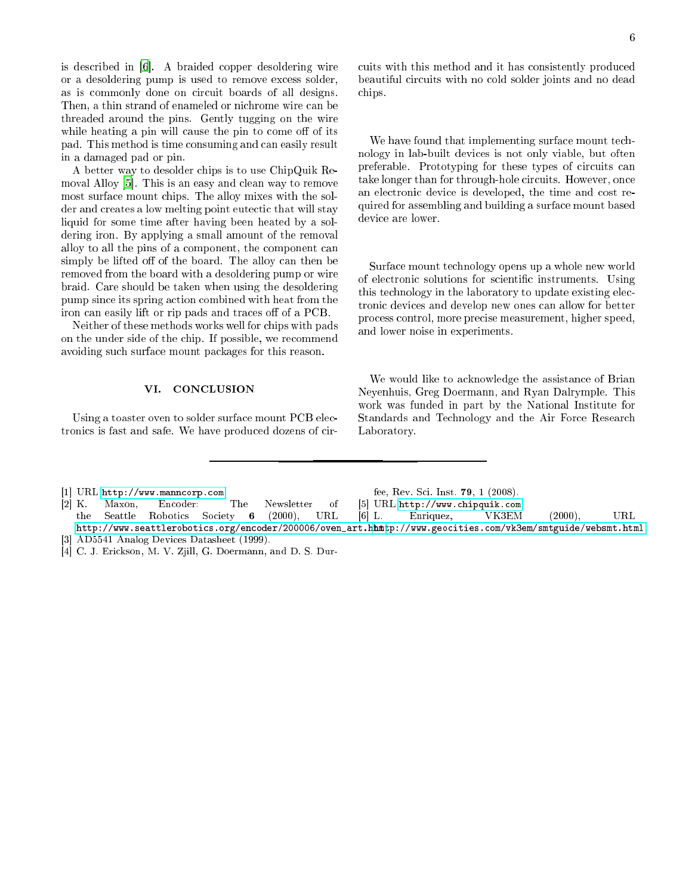is described in [6]. A braided copper desoldering wire or a desoldering pump is used to remove excess solder, as is commonly done on circuit boards of all designs. Then, a thin strand of enameled or nichrome wire can be threaded around the pins. Gently tugging on the wire while heating a pin will cause the pin to come off of its pad. This method is time consuming and can easily result in a damaged pad or pin.

A better way to desolder chips is to use ChipQuik Removal Alloy [5]. This is an easy and clean way to remove most surface mount chips. The alloy mixes with the solder and creates a low melting point eutectic that will stay liquid for some time after having been heated by a soldering iron. By applying a small amount of the removal alloy to all the pins of a component, the component can simply be lifted off of the board. The alloy can then be removed from the board with a desoldering pump or wire braid. Care should be taken when using the desoldering pump since its spring action combined with heat from the iron can easily lift or rip pads and traces off of a PCB.

Neither of these methods works well for chips with pads on the under side of the chip. If possible, we recommend avoiding such surface mount packages for this reason.

## VI. CONCLUSION

Using a toaster oven to solder surface mount PCB electronics is fast and safe. We have produced dozens of circuits with this method and it has consistently produced beautiful circuits with no cold solder joints and no dead chips.

We have found that implementing surface mount technology in lab-built devices is not only viable, but often preferable. Prototyping for these types of circuits can take longer than for through-hole circuits. However, once an electronic device is developed, the time and cost required for assembling and building a surface mount based device are lower.

Surface mount technology opens up a whole new world of electronic solutions for scientific instruments. Using this technology in the laboratory to update existing electronic devices and develop new ones can allow for better process control, more precise measurement, higher speed, and lower noise in experiments.

We would like to acknowledge the assistance of Brian Neyenhuis, Greg Doermann, and Ryan Dalrymple. This work was funded in part by the National Institute for Standards and Technology and the Air Force Research Laboratory.

---

[1] URL http://www.manncorp.com

[2] K. Maxon, Encoder: The Newsletter of the Seattle Robotics Society **6** (2000), URL http://www.seattlerobotics.org/encoder/200006/oven_art.htm

[3] AD5541 Analog Devices Datasheet (1999).

[4] C. J. Erickson, M. V. Zjill, G. Doermann, and D. S. Durfee, Rev. Sci. Inst. **79**, 1 (2008).

[5] URL http://www.chipquik.com

[6] L. Enriquez, VK3EM (2000), URL http://www.geocities.com/vk3em/smtguide/websmt.html